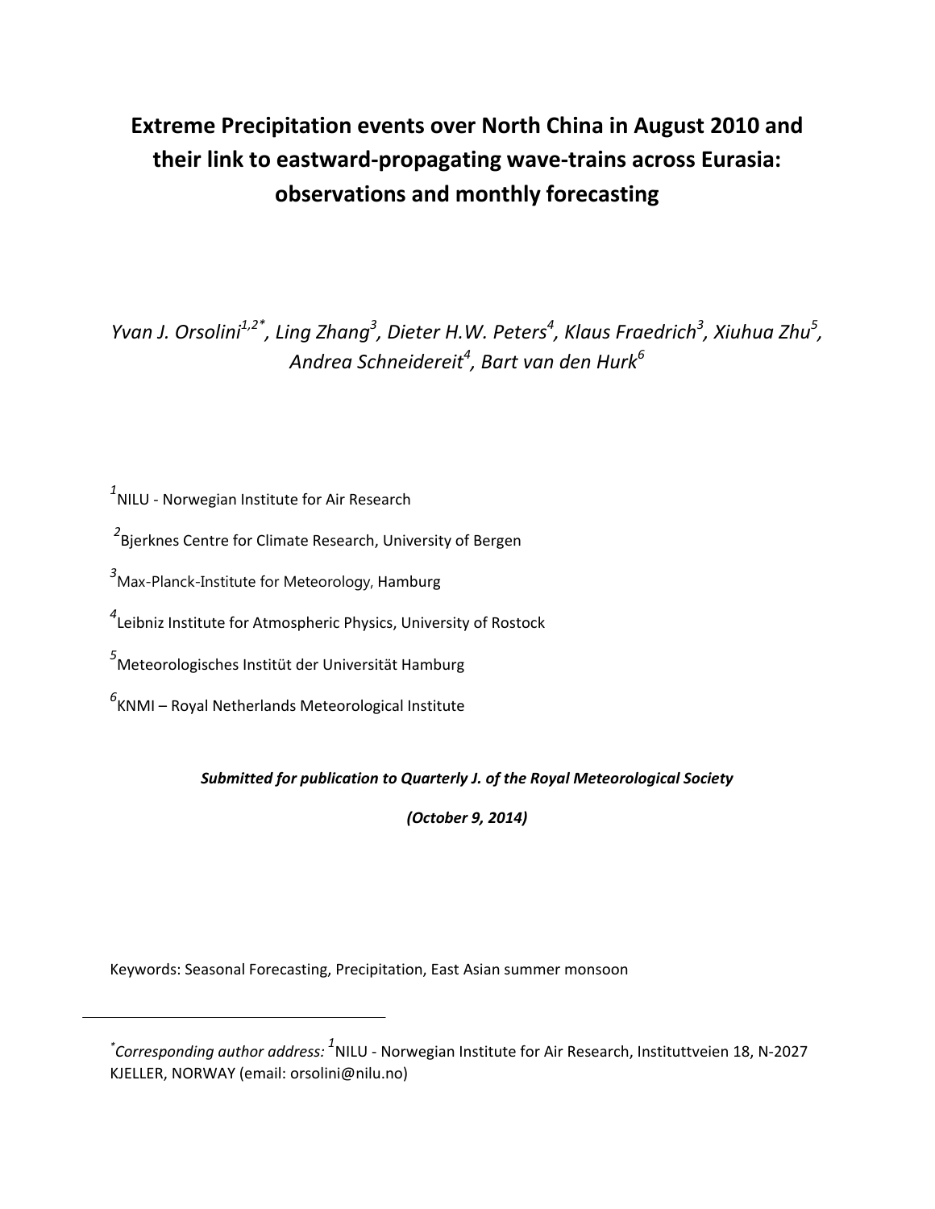# Extreme Precipitation events over North China in August 2010 and their link to eastward-propagating wave-trains across Eurasia: observations and monthly forecasting

*Yvan J. Orsolini[1,2*], Ling Zhang[3], Dieter H.W. Peters[4], Klaus Fraedrich[3], Xiuhua Zhu[5], Andrea Schneidereit[4], Bart van den Hurk[6]*

[1]NILU - Norwegian Institute for Air Research

[2]Bjerknes Centre for Climate Research, University of Bergen

[3]Max-Planck-Institute for Meteorology, Hamburg

[4]Leibniz Institute for Atmospheric Physics, University of Rostock

[5]Meteorologisches Institüt der Universität Hamburg

[6]KNMI – Royal Netherlands Meteorological Institute

***Submitted for publication to Quarterly J. of the Royal Meteorological Society***

***(October 9, 2014)***

Keywords: Seasonal Forecasting, Precipitation, East Asian summer monsoon

---

[*]*Corresponding author address:* [1]NILU - Norwegian Institute for Air Research, Instituttveien 18, N-2027 KJELLER, NORWAY (email: orsolini@nilu.no)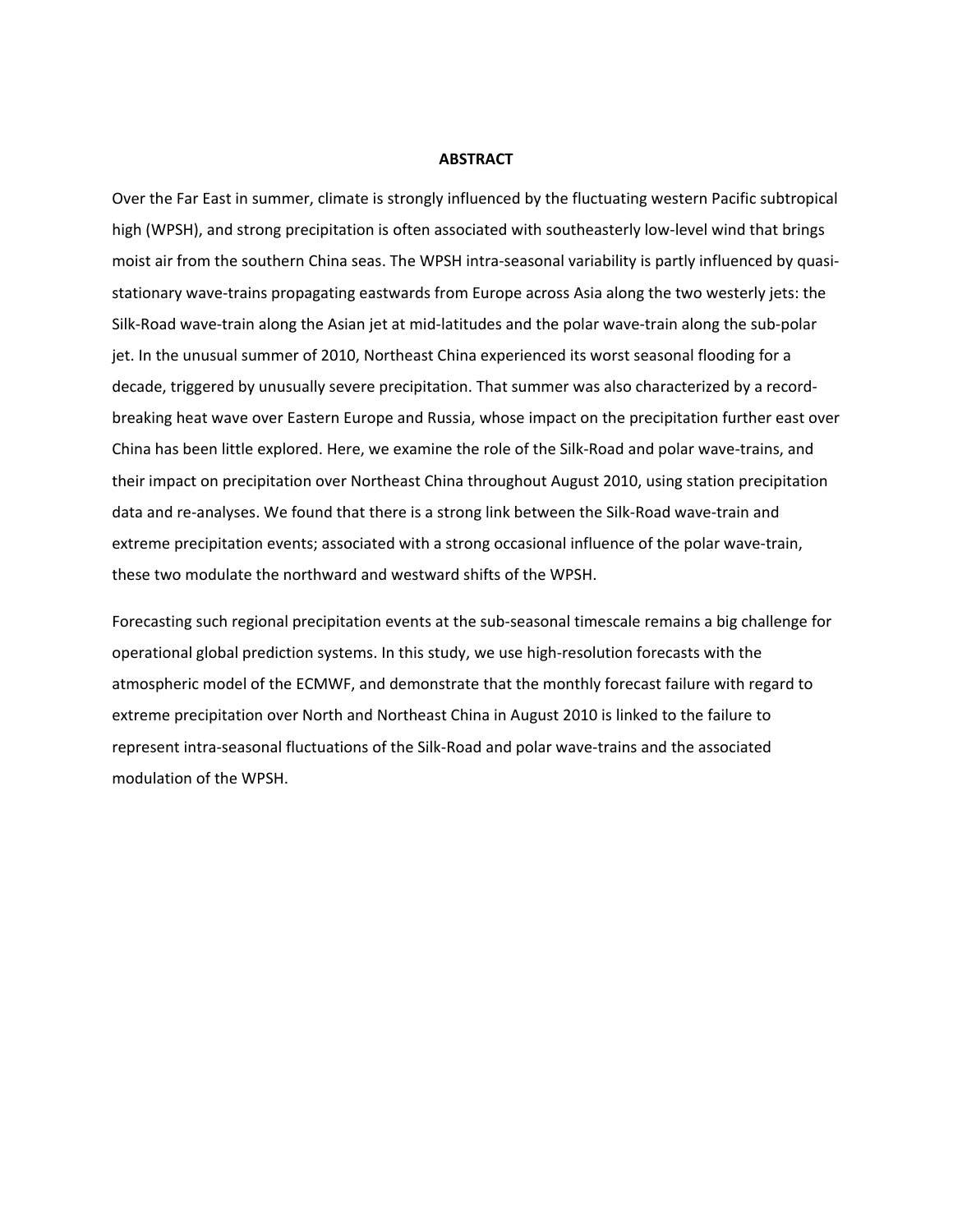## ABSTRACT

Over the Far East in summer, climate is strongly influenced by the fluctuating western Pacific subtropical high (WPSH), and strong precipitation is often associated with southeasterly low-level wind that brings moist air from the southern China seas. The WPSH intra-seasonal variability is partly influenced by quasi-stationary wave-trains propagating eastwards from Europe across Asia along the two westerly jets: the Silk-Road wave-train along the Asian jet at mid-latitudes and the polar wave-train along the sub-polar jet. In the unusual summer of 2010, Northeast China experienced its worst seasonal flooding for a decade, triggered by unusually severe precipitation. That summer was also characterized by a record-breaking heat wave over Eastern Europe and Russia, whose impact on the precipitation further east over China has been little explored. Here, we examine the role of the Silk-Road and polar wave-trains, and their impact on precipitation over Northeast China throughout August 2010, using station precipitation data and re-analyses. We found that there is a strong link between the Silk-Road wave-train and extreme precipitation events; associated with a strong occasional influence of the polar wave-train, these two modulate the northward and westward shifts of the WPSH.

Forecasting such regional precipitation events at the sub-seasonal timescale remains a big challenge for operational global prediction systems. In this study, we use high-resolution forecasts with the atmospheric model of the ECMWF, and demonstrate that the monthly forecast failure with regard to extreme precipitation over North and Northeast China in August 2010 is linked to the failure to represent intra-seasonal fluctuations of the Silk-Road and polar wave-trains and the associated modulation of the WPSH.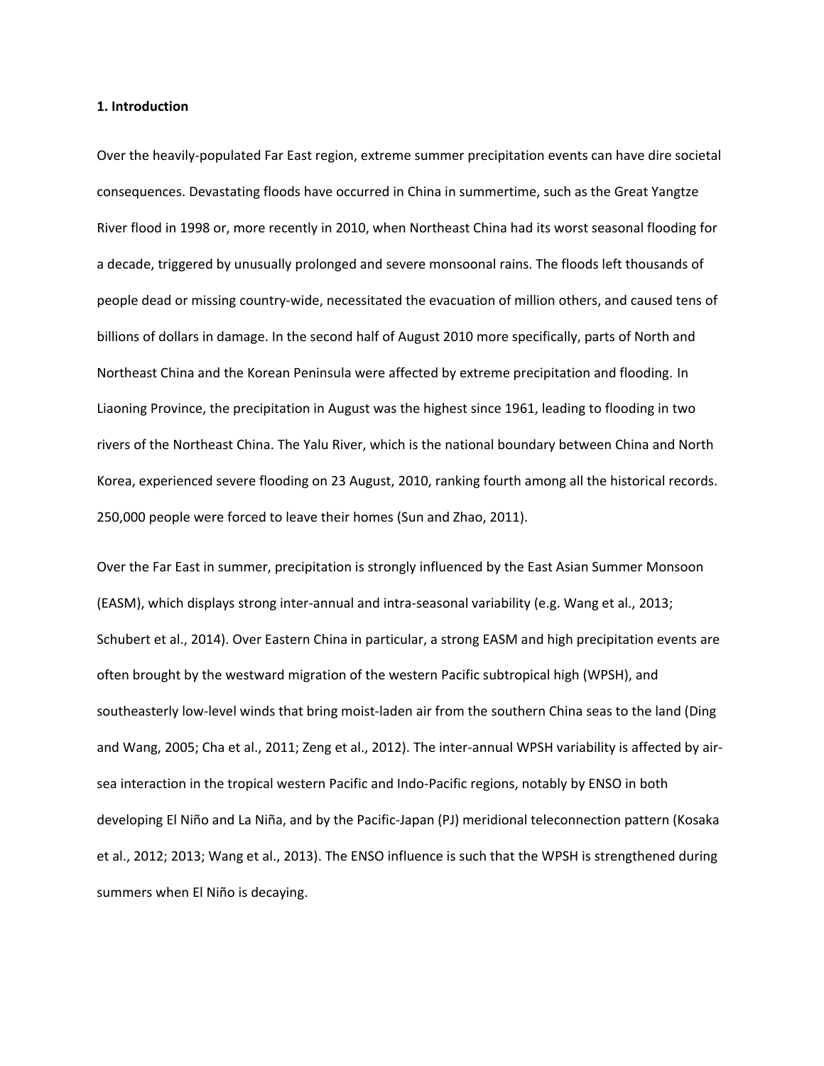**1. Introduction**

Over the heavily-populated Far East region, extreme summer precipitation events can have dire societal consequences. Devastating floods have occurred in China in summertime, such as the Great Yangtze River flood in 1998 or, more recently in 2010, when Northeast China had its worst seasonal flooding for a decade, triggered by unusually prolonged and severe monsoonal rains. The floods left thousands of people dead or missing country-wide, necessitated the evacuation of million others, and caused tens of billions of dollars in damage. In the second half of August 2010 more specifically, parts of North and Northeast China and the Korean Peninsula were affected by extreme precipitation and flooding. In Liaoning Province, the precipitation in August was the highest since 1961, leading to flooding in two rivers of the Northeast China. The Yalu River, which is the national boundary between China and North Korea, experienced severe flooding on 23 August, 2010, ranking fourth among all the historical records. 250,000 people were forced to leave their homes (Sun and Zhao, 2011).

Over the Far East in summer, precipitation is strongly influenced by the East Asian Summer Monsoon (EASM), which displays strong inter-annual and intra-seasonal variability (e.g. Wang et al., 2013; Schubert et al., 2014). Over Eastern China in particular, a strong EASM and high precipitation events are often brought by the westward migration of the western Pacific subtropical high (WPSH), and southeasterly low-level winds that bring moist-laden air from the southern China seas to the land (Ding and Wang, 2005; Cha et al., 2011; Zeng et al., 2012). The inter-annual WPSH variability is affected by air-sea interaction in the tropical western Pacific and Indo-Pacific regions, notably by ENSO in both developing El Niño and La Niña, and by the Pacific-Japan (PJ) meridional teleconnection pattern (Kosaka et al., 2012; 2013; Wang et al., 2013). The ENSO influence is such that the WPSH is strengthened during summers when El Niño is decaying.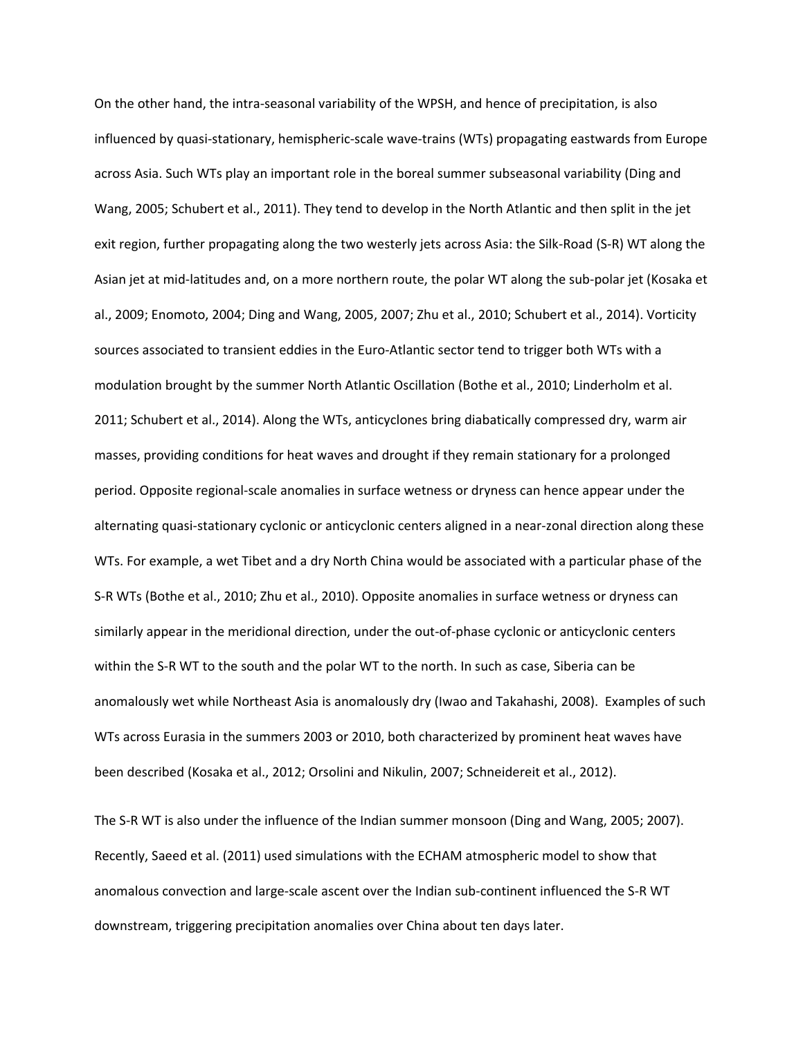On the other hand, the intra-seasonal variability of the WPSH, and hence of precipitation, is also influenced by quasi-stationary, hemispheric-scale wave-trains (WTs) propagating eastwards from Europe across Asia. Such WTs play an important role in the boreal summer subseasonal variability (Ding and Wang, 2005; Schubert et al., 2011). They tend to develop in the North Atlantic and then split in the jet exit region, further propagating along the two westerly jets across Asia: the Silk-Road (S-R) WT along the Asian jet at mid-latitudes and, on a more northern route, the polar WT along the sub-polar jet (Kosaka et al., 2009; Enomoto, 2004; Ding and Wang, 2005, 2007; Zhu et al., 2010; Schubert et al., 2014). Vorticity sources associated to transient eddies in the Euro-Atlantic sector tend to trigger both WTs with a modulation brought by the summer North Atlantic Oscillation (Bothe et al., 2010; Linderholm et al. 2011; Schubert et al., 2014). Along the WTs, anticyclones bring diabatically compressed dry, warm air masses, providing conditions for heat waves and drought if they remain stationary for a prolonged period. Opposite regional-scale anomalies in surface wetness or dryness can hence appear under the alternating quasi-stationary cyclonic or anticyclonic centers aligned in a near-zonal direction along these WTs. For example, a wet Tibet and a dry North China would be associated with a particular phase of the S-R WTs (Bothe et al., 2010; Zhu et al., 2010). Opposite anomalies in surface wetness or dryness can similarly appear in the meridional direction, under the out-of-phase cyclonic or anticyclonic centers within the S-R WT to the south and the polar WT to the north. In such as case, Siberia can be anomalously wet while Northeast Asia is anomalously dry (Iwao and Takahashi, 2008). Examples of such WTs across Eurasia in the summers 2003 or 2010, both characterized by prominent heat waves have been described (Kosaka et al., 2012; Orsolini and Nikulin, 2007; Schneidereit et al., 2012).

The S-R WT is also under the influence of the Indian summer monsoon (Ding and Wang, 2005; 2007). Recently, Saeed et al. (2011) used simulations with the ECHAM atmospheric model to show that anomalous convection and large-scale ascent over the Indian sub-continent influenced the S-R WT downstream, triggering precipitation anomalies over China about ten days later.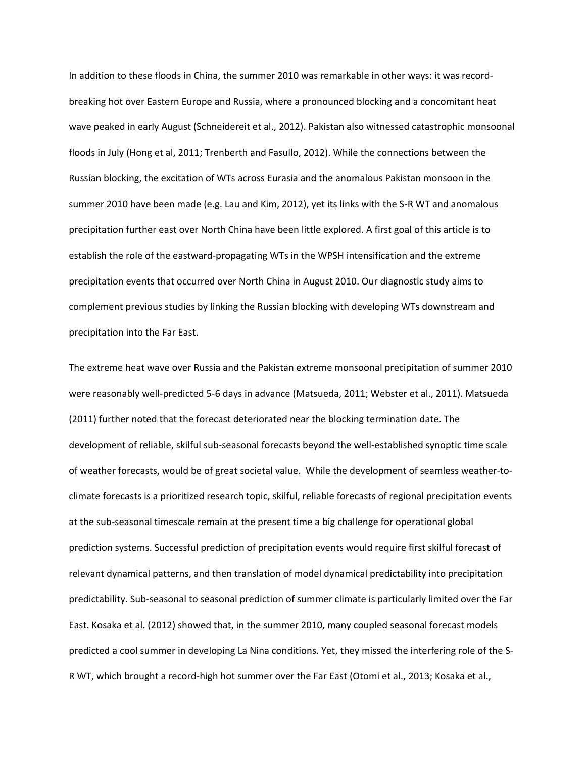In addition to these floods in China, the summer 2010 was remarkable in other ways: it was record-breaking hot over Eastern Europe and Russia, where a pronounced blocking and a concomitant heat wave peaked in early August (Schneidereit et al., 2012). Pakistan also witnessed catastrophic monsoonal floods in July (Hong et al, 2011; Trenberth and Fasullo, 2012). While the connections between the Russian blocking, the excitation of WTs across Eurasia and the anomalous Pakistan monsoon in the summer 2010 have been made (e.g. Lau and Kim, 2012), yet its links with the S-R WT and anomalous precipitation further east over North China have been little explored. A first goal of this article is to establish the role of the eastward-propagating WTs in the WPSH intensification and the extreme precipitation events that occurred over North China in August 2010. Our diagnostic study aims to complement previous studies by linking the Russian blocking with developing WTs downstream and precipitation into the Far East.

The extreme heat wave over Russia and the Pakistan extreme monsoonal precipitation of summer 2010 were reasonably well-predicted 5-6 days in advance (Matsueda, 2011; Webster et al., 2011). Matsueda (2011) further noted that the forecast deteriorated near the blocking termination date. The development of reliable, skilful sub-seasonal forecasts beyond the well-established synoptic time scale of weather forecasts, would be of great societal value. While the development of seamless weather-to-climate forecasts is a prioritized research topic, skilful, reliable forecasts of regional precipitation events at the sub-seasonal timescale remain at the present time a big challenge for operational global prediction systems. Successful prediction of precipitation events would require first skilful forecast of relevant dynamical patterns, and then translation of model dynamical predictability into precipitation predictability. Sub-seasonal to seasonal prediction of summer climate is particularly limited over the Far East. Kosaka et al. (2012) showed that, in the summer 2010, many coupled seasonal forecast models predicted a cool summer in developing La Nina conditions. Yet, they missed the interfering role of the S-R WT, which brought a record-high hot summer over the Far East (Otomi et al., 2013; Kosaka et al.,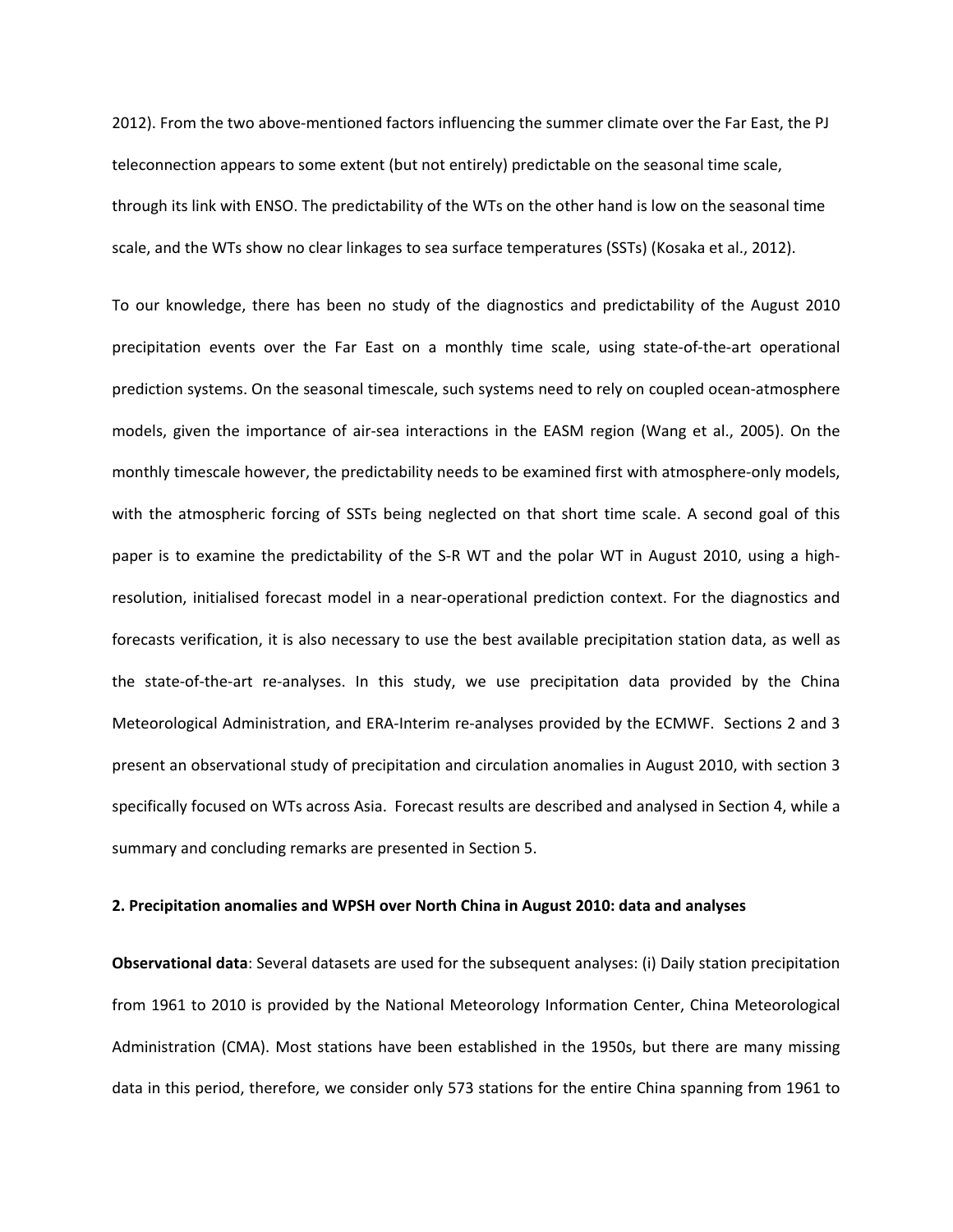2012). From the two above-mentioned factors influencing the summer climate over the Far East, the PJ teleconnection appears to some extent (but not entirely) predictable on the seasonal time scale, through its link with ENSO. The predictability of the WTs on the other hand is low on the seasonal time scale, and the WTs show no clear linkages to sea surface temperatures (SSTs) (Kosaka et al., 2012).

To our knowledge, there has been no study of the diagnostics and predictability of the August 2010 precipitation events over the Far East on a monthly time scale, using state-of-the-art operational prediction systems. On the seasonal timescale, such systems need to rely on coupled ocean-atmosphere models, given the importance of air-sea interactions in the EASM region (Wang et al., 2005). On the monthly timescale however, the predictability needs to be examined first with atmosphere-only models, with the atmospheric forcing of SSTs being neglected on that short time scale. A second goal of this paper is to examine the predictability of the S-R WT and the polar WT in August 2010, using a high-resolution, initialised forecast model in a near-operational prediction context. For the diagnostics and forecasts verification, it is also necessary to use the best available precipitation station data, as well as the state-of-the-art re-analyses. In this study, we use precipitation data provided by the China Meteorological Administration, and ERA-Interim re-analyses provided by the ECMWF. Sections 2 and 3 present an observational study of precipitation and circulation anomalies in August 2010, with section 3 specifically focused on WTs across Asia. Forecast results are described and analysed in Section 4, while a summary and concluding remarks are presented in Section 5.

## 2. Precipitation anomalies and WPSH over North China in August 2010: data and analyses

**Observational data**: Several datasets are used for the subsequent analyses: (i) Daily station precipitation from 1961 to 2010 is provided by the National Meteorology Information Center, China Meteorological Administration (CMA). Most stations have been established in the 1950s, but there are many missing data in this period, therefore, we consider only 573 stations for the entire China spanning from 1961 to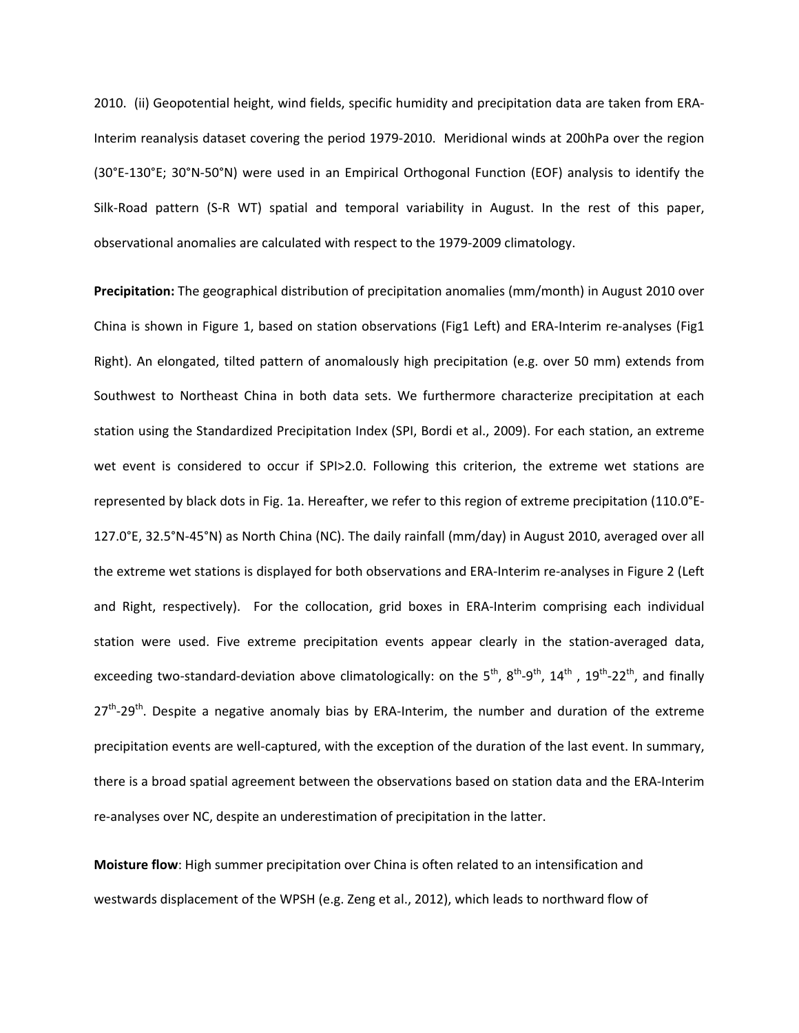2010. (ii) Geopotential height, wind fields, specific humidity and precipitation data are taken from ERA-Interim reanalysis dataset covering the period 1979-2010. Meridional winds at 200hPa over the region (30°E-130°E; 30°N-50°N) were used in an Empirical Orthogonal Function (EOF) analysis to identify the Silk-Road pattern (S-R WT) spatial and temporal variability in August. In the rest of this paper, observational anomalies are calculated with respect to the 1979-2009 climatology.

**Precipitation:** The geographical distribution of precipitation anomalies (mm/month) in August 2010 over China is shown in Figure 1, based on station observations (Fig1 Left) and ERA-Interim re-analyses (Fig1 Right). An elongated, tilted pattern of anomalously high precipitation (e.g. over 50 mm) extends from Southwest to Northeast China in both data sets. We furthermore characterize precipitation at each station using the Standardized Precipitation Index (SPI, Bordi et al., 2009). For each station, an extreme wet event is considered to occur if SPI>2.0. Following this criterion, the extreme wet stations are represented by black dots in Fig. 1a. Hereafter, we refer to this region of extreme precipitation (110.0°E-127.0°E, 32.5°N-45°N) as North China (NC). The daily rainfall (mm/day) in August 2010, averaged over all the extreme wet stations is displayed for both observations and ERA-Interim re-analyses in Figure 2 (Left and Right, respectively). For the collocation, grid boxes in ERA-Interim comprising each individual station were used. Five extreme precipitation events appear clearly in the station-averaged data, exceeding two-standard-deviation above climatologically: on the 5$^{th}$, 8$^{th}$-9$^{th}$, 14$^{th}$ , 19$^{th}$-22$^{th}$, and finally 27$^{th}$-29$^{th}$. Despite a negative anomaly bias by ERA-Interim, the number and duration of the extreme precipitation events are well-captured, with the exception of the duration of the last event. In summary, there is a broad spatial agreement between the observations based on station data and the ERA-Interim re-analyses over NC, despite an underestimation of precipitation in the latter.

**Moisture flow**: High summer precipitation over China is often related to an intensification and westwards displacement of the WPSH (e.g. Zeng et al., 2012), which leads to northward flow of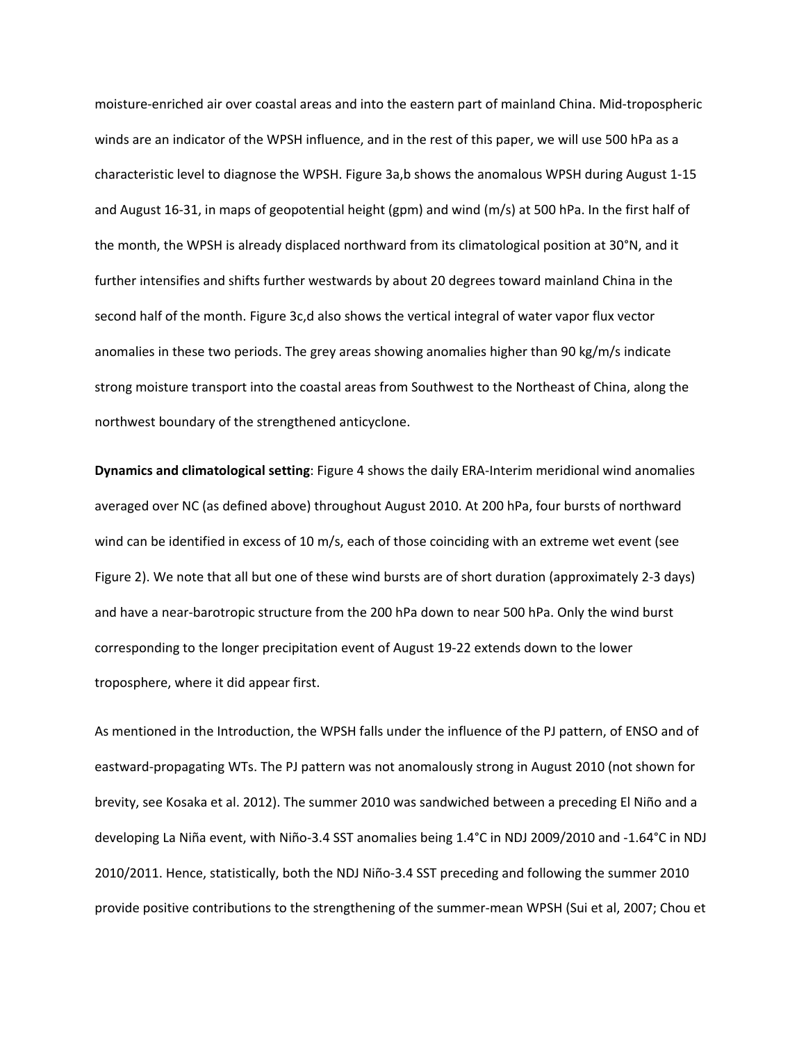moisture-enriched air over coastal areas and into the eastern part of mainland China. Mid-tropospheric winds are an indicator of the WPSH influence, and in the rest of this paper, we will use 500 hPa as a characteristic level to diagnose the WPSH. Figure 3a,b shows the anomalous WPSH during August 1-15 and August 16-31, in maps of geopotential height (gpm) and wind (m/s) at 500 hPa. In the first half of the month, the WPSH is already displaced northward from its climatological position at 30°N, and it further intensifies and shifts further westwards by about 20 degrees toward mainland China in the second half of the month. Figure 3c,d also shows the vertical integral of water vapor flux vector anomalies in these two periods. The grey areas showing anomalies higher than 90 kg/m/s indicate strong moisture transport into the coastal areas from Southwest to the Northeast of China, along the northwest boundary of the strengthened anticyclone.

**Dynamics and climatological setting**: Figure 4 shows the daily ERA-Interim meridional wind anomalies averaged over NC (as defined above) throughout August 2010. At 200 hPa, four bursts of northward wind can be identified in excess of 10 m/s, each of those coinciding with an extreme wet event (see Figure 2). We note that all but one of these wind bursts are of short duration (approximately 2-3 days) and have a near-barotropic structure from the 200 hPa down to near 500 hPa. Only the wind burst corresponding to the longer precipitation event of August 19-22 extends down to the lower troposphere, where it did appear first.

As mentioned in the Introduction, the WPSH falls under the influence of the PJ pattern, of ENSO and of eastward-propagating WTs. The PJ pattern was not anomalously strong in August 2010 (not shown for brevity, see Kosaka et al. 2012). The summer 2010 was sandwiched between a preceding El Niño and a developing La Niña event, with Niño-3.4 SST anomalies being 1.4°C in NDJ 2009/2010 and -1.64°C in NDJ 2010/2011. Hence, statistically, both the NDJ Niño-3.4 SST preceding and following the summer 2010 provide positive contributions to the strengthening of the summer-mean WPSH (Sui et al, 2007; Chou et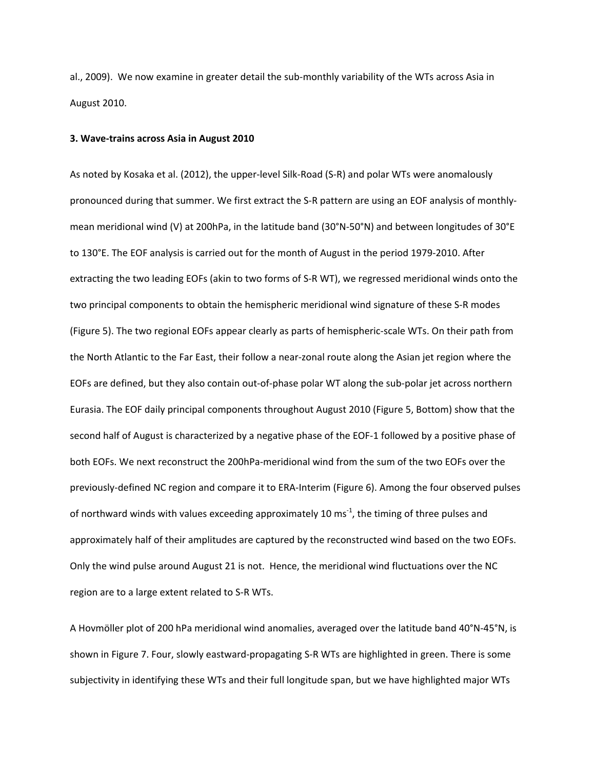al., 2009). We now examine in greater detail the sub-monthly variability of the WTs across Asia in August 2010.

### 3. Wave-trains across Asia in August 2010

As noted by Kosaka et al. (2012), the upper-level Silk-Road (S-R) and polar WTs were anomalously pronounced during that summer. We first extract the S-R pattern are using an EOF analysis of monthly-mean meridional wind (V) at 200hPa, in the latitude band (30°N-50°N) and between longitudes of 30°E to 130°E. The EOF analysis is carried out for the month of August in the period 1979-2010. After extracting the two leading EOFs (akin to two forms of S-R WT), we regressed meridional winds onto the two principal components to obtain the hemispheric meridional wind signature of these S-R modes (Figure 5). The two regional EOFs appear clearly as parts of hemispheric-scale WTs. On their path from the North Atlantic to the Far East, their follow a near-zonal route along the Asian jet region where the EOFs are defined, but they also contain out-of-phase polar WT along the sub-polar jet across northern Eurasia. The EOF daily principal components throughout August 2010 (Figure 5, Bottom) show that the second half of August is characterized by a negative phase of the EOF-1 followed by a positive phase of both EOFs. We next reconstruct the 200hPa-meridional wind from the sum of the two EOFs over the previously-defined NC region and compare it to ERA-Interim (Figure 6). Among the four observed pulses of northward winds with values exceeding approximately 10 $ms^{-1}$, the timing of three pulses and approximately half of their amplitudes are captured by the reconstructed wind based on the two EOFs. Only the wind pulse around August 21 is not. Hence, the meridional wind fluctuations over the NC region are to a large extent related to S-R WTs.

A Hovmöller plot of 200 hPa meridional wind anomalies, averaged over the latitude band 40°N-45°N, is shown in Figure 7. Four, slowly eastward-propagating S-R WTs are highlighted in green. There is some subjectivity in identifying these WTs and their full longitude span, but we have highlighted major WTs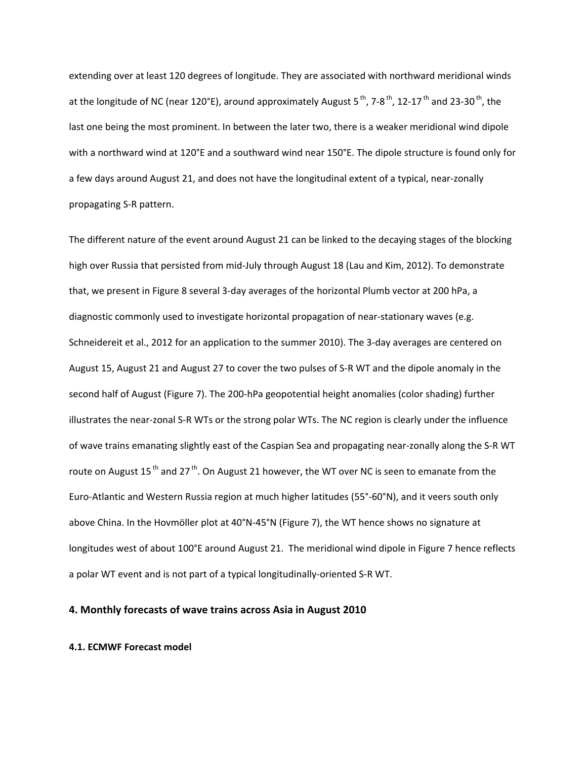extending over at least 120 degrees of longitude. They are associated with northward meridional winds at the longitude of NC (near 120°E), around approximately August 5 $^{th}$, 7-8 $^{th}$, 12-17 $^{th}$ and 23-30 $^{th}$, the last one being the most prominent. In between the later two, there is a weaker meridional wind dipole with a northward wind at 120°E and a southward wind near 150°E. The dipole structure is found only for a few days around August 21, and does not have the longitudinal extent of a typical, near-zonally propagating S-R pattern.

The different nature of the event around August 21 can be linked to the decaying stages of the blocking high over Russia that persisted from mid-July through August 18 (Lau and Kim, 2012). To demonstrate that, we present in Figure 8 several 3-day averages of the horizontal Plumb vector at 200 hPa, a diagnostic commonly used to investigate horizontal propagation of near-stationary waves (e.g. Schneidereit et al., 2012 for an application to the summer 2010). The 3-day averages are centered on August 15, August 21 and August 27 to cover the two pulses of S-R WT and the dipole anomaly in the second half of August (Figure 7). The 200-hPa geopotential height anomalies (color shading) further illustrates the near-zonal S-R WTs or the strong polar WTs. The NC region is clearly under the influence of wave trains emanating slightly east of the Caspian Sea and propagating near-zonally along the S-R WT route on August 15 $^{th}$ and 27 $^{th}$. On August 21 however, the WT over NC is seen to emanate from the Euro-Atlantic and Western Russia region at much higher latitudes (55°-60°N), and it veers south only above China. In the Hovmöller plot at 40°N-45°N (Figure 7), the WT hence shows no signature at longitudes west of about 100°E around August 21. The meridional wind dipole in Figure 7 hence reflects a polar WT event and is not part of a typical longitudinally-oriented S-R WT.

## 4. Monthly forecasts of wave trains across Asia in August 2010

### 4.1. ECMWF Forecast model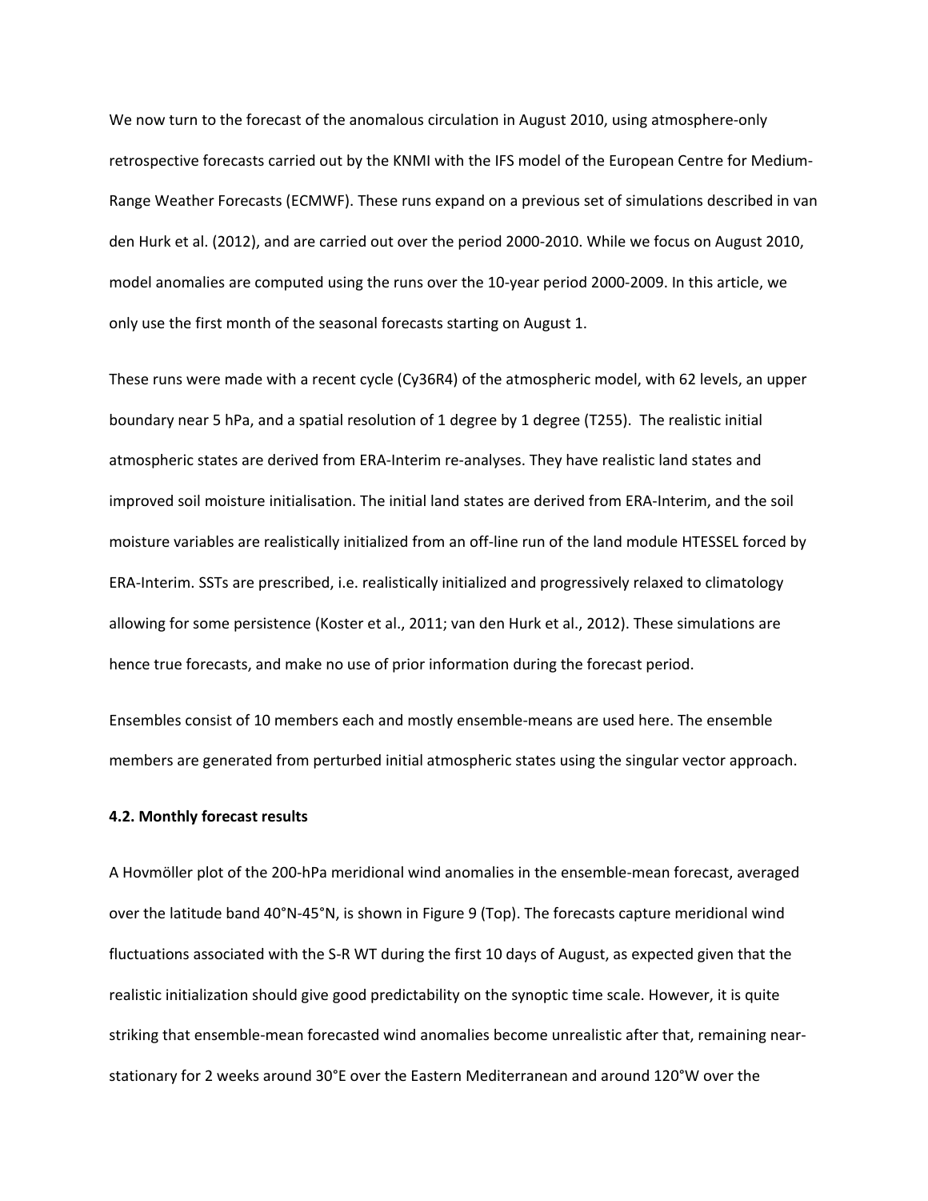We now turn to the forecast of the anomalous circulation in August 2010, using atmosphere-only retrospective forecasts carried out by the KNMI with the IFS model of the European Centre for Medium-Range Weather Forecasts (ECMWF). These runs expand on a previous set of simulations described in van den Hurk et al. (2012), and are carried out over the period 2000-2010. While we focus on August 2010, model anomalies are computed using the runs over the 10-year period 2000-2009. In this article, we only use the first month of the seasonal forecasts starting on August 1.

These runs were made with a recent cycle (Cy36R4) of the atmospheric model, with 62 levels, an upper boundary near 5 hPa, and a spatial resolution of 1 degree by 1 degree (T255). The realistic initial atmospheric states are derived from ERA-Interim re-analyses. They have realistic land states and improved soil moisture initialisation. The initial land states are derived from ERA-Interim, and the soil moisture variables are realistically initialized from an off-line run of the land module HTESSEL forced by ERA-Interim. SSTs are prescribed, i.e. realistically initialized and progressively relaxed to climatology allowing for some persistence (Koster et al., 2011; van den Hurk et al., 2012). These simulations are hence true forecasts, and make no use of prior information during the forecast period.

Ensembles consist of 10 members each and mostly ensemble-means are used here. The ensemble members are generated from perturbed initial atmospheric states using the singular vector approach.

### 4.2. Monthly forecast results

A Hovmöller plot of the 200-hPa meridional wind anomalies in the ensemble-mean forecast, averaged over the latitude band 40°N-45°N, is shown in Figure 9 (Top). The forecasts capture meridional wind fluctuations associated with the S-R WT during the first 10 days of August, as expected given that the realistic initialization should give good predictability on the synoptic time scale. However, it is quite striking that ensemble-mean forecasted wind anomalies become unrealistic after that, remaining near-stationary for 2 weeks around 30°E over the Eastern Mediterranean and around 120°W over the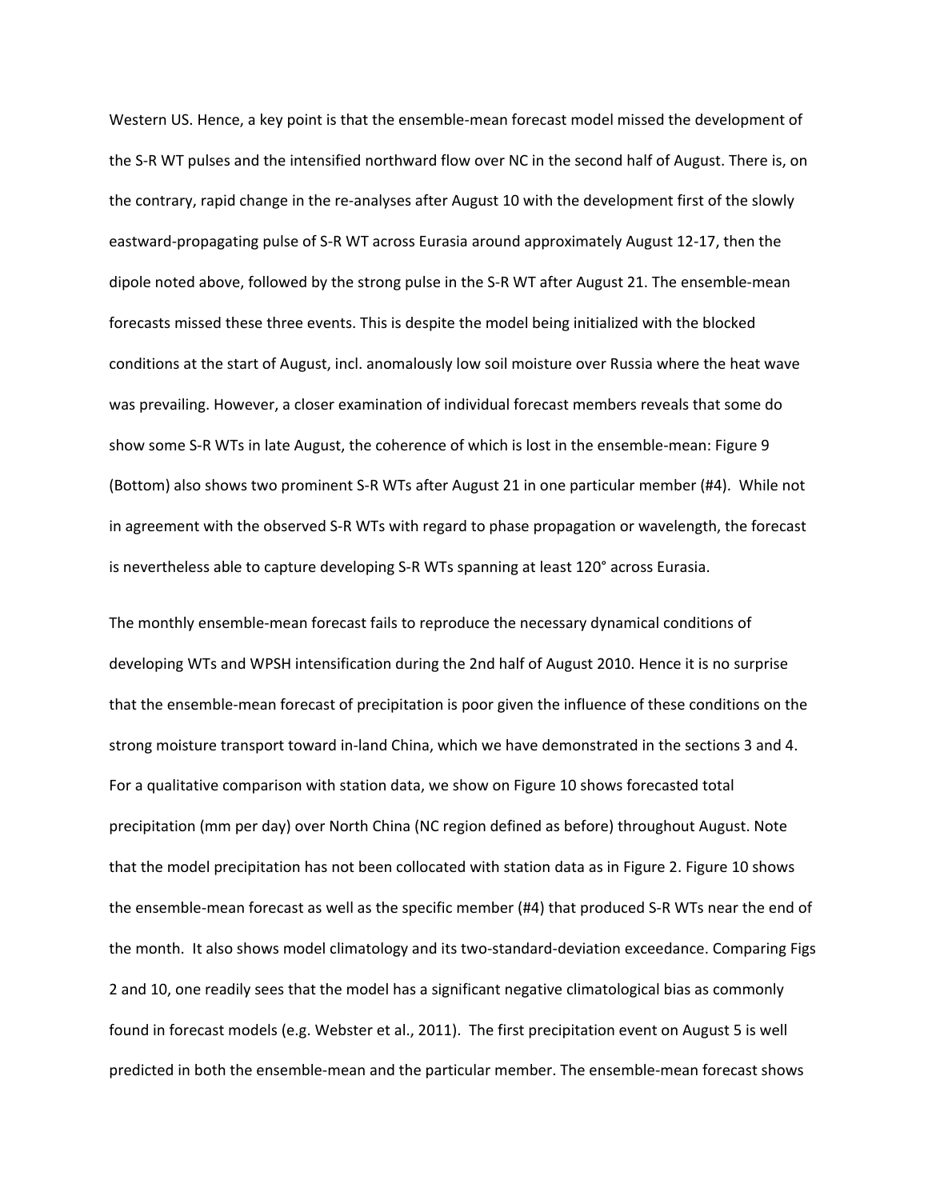Western US. Hence, a key point is that the ensemble-mean forecast model missed the development of the S-R WT pulses and the intensified northward flow over NC in the second half of August. There is, on the contrary, rapid change in the re-analyses after August 10 with the development first of the slowly eastward-propagating pulse of S-R WT across Eurasia around approximately August 12-17, then the dipole noted above, followed by the strong pulse in the S-R WT after August 21. The ensemble-mean forecasts missed these three events. This is despite the model being initialized with the blocked conditions at the start of August, incl. anomalously low soil moisture over Russia where the heat wave was prevailing. However, a closer examination of individual forecast members reveals that some do show some S-R WTs in late August, the coherence of which is lost in the ensemble-mean: Figure 9 (Bottom) also shows two prominent S-R WTs after August 21 in one particular member (#4). While not in agreement with the observed S-R WTs with regard to phase propagation or wavelength, the forecast is nevertheless able to capture developing S-R WTs spanning at least 120° across Eurasia.

The monthly ensemble-mean forecast fails to reproduce the necessary dynamical conditions of developing WTs and WPSH intensification during the 2nd half of August 2010. Hence it is no surprise that the ensemble-mean forecast of precipitation is poor given the influence of these conditions on the strong moisture transport toward in-land China, which we have demonstrated in the sections 3 and 4. For a qualitative comparison with station data, we show on Figure 10 shows forecasted total precipitation (mm per day) over North China (NC region defined as before) throughout August. Note that the model precipitation has not been collocated with station data as in Figure 2. Figure 10 shows the ensemble-mean forecast as well as the specific member (#4) that produced S-R WTs near the end of the month. It also shows model climatology and its two-standard-deviation exceedance. Comparing Figs 2 and 10, one readily sees that the model has a significant negative climatological bias as commonly found in forecast models (e.g. Webster et al., 2011). The first precipitation event on August 5 is well predicted in both the ensemble-mean and the particular member. The ensemble-mean forecast shows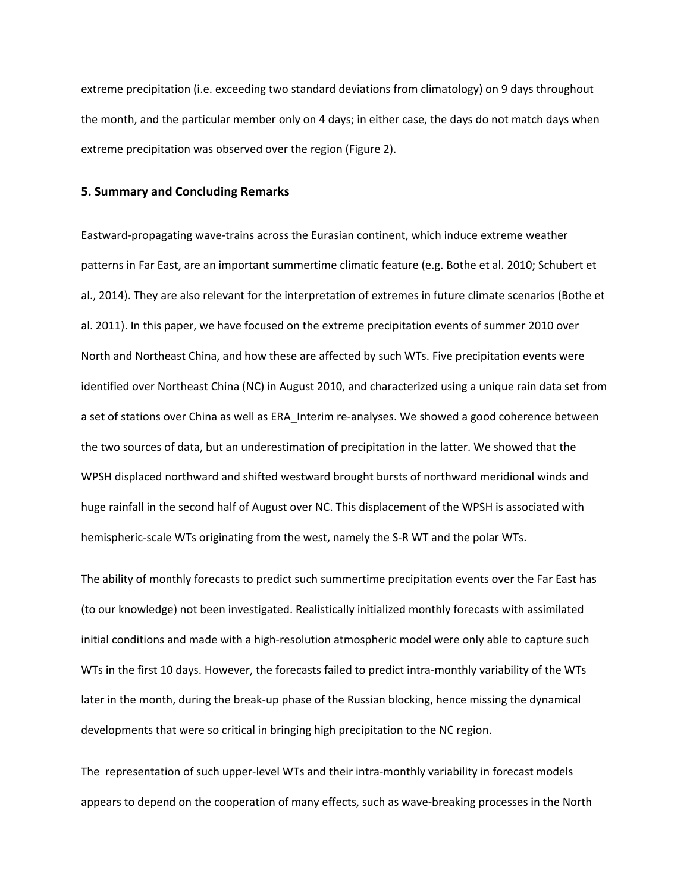extreme precipitation (i.e. exceeding two standard deviations from climatology) on 9 days throughout the month, and the particular member only on 4 days; in either case, the days do not match days when extreme precipitation was observed over the region (Figure 2).

## 5. Summary and Concluding Remarks

Eastward-propagating wave-trains across the Eurasian continent, which induce extreme weather patterns in Far East, are an important summertime climatic feature (e.g. Bothe et al. 2010; Schubert et al., 2014). They are also relevant for the interpretation of extremes in future climate scenarios (Bothe et al. 2011). In this paper, we have focused on the extreme precipitation events of summer 2010 over North and Northeast China, and how these are affected by such WTs. Five precipitation events were identified over Northeast China (NC) in August 2010, and characterized using a unique rain data set from a set of stations over China as well as ERA_Interim re-analyses. We showed a good coherence between the two sources of data, but an underestimation of precipitation in the latter. We showed that the WPSH displaced northward and shifted westward brought bursts of northward meridional winds and huge rainfall in the second half of August over NC. This displacement of the WPSH is associated with hemispheric-scale WTs originating from the west, namely the S-R WT and the polar WTs.

The ability of monthly forecasts to predict such summertime precipitation events over the Far East has (to our knowledge) not been investigated. Realistically initialized monthly forecasts with assimilated initial conditions and made with a high-resolution atmospheric model were only able to capture such WTs in the first 10 days. However, the forecasts failed to predict intra-monthly variability of the WTs later in the month, during the break-up phase of the Russian blocking, hence missing the dynamical developments that were so critical in bringing high precipitation to the NC region.

The representation of such upper-level WTs and their intra-monthly variability in forecast models appears to depend on the cooperation of many effects, such as wave-breaking processes in the North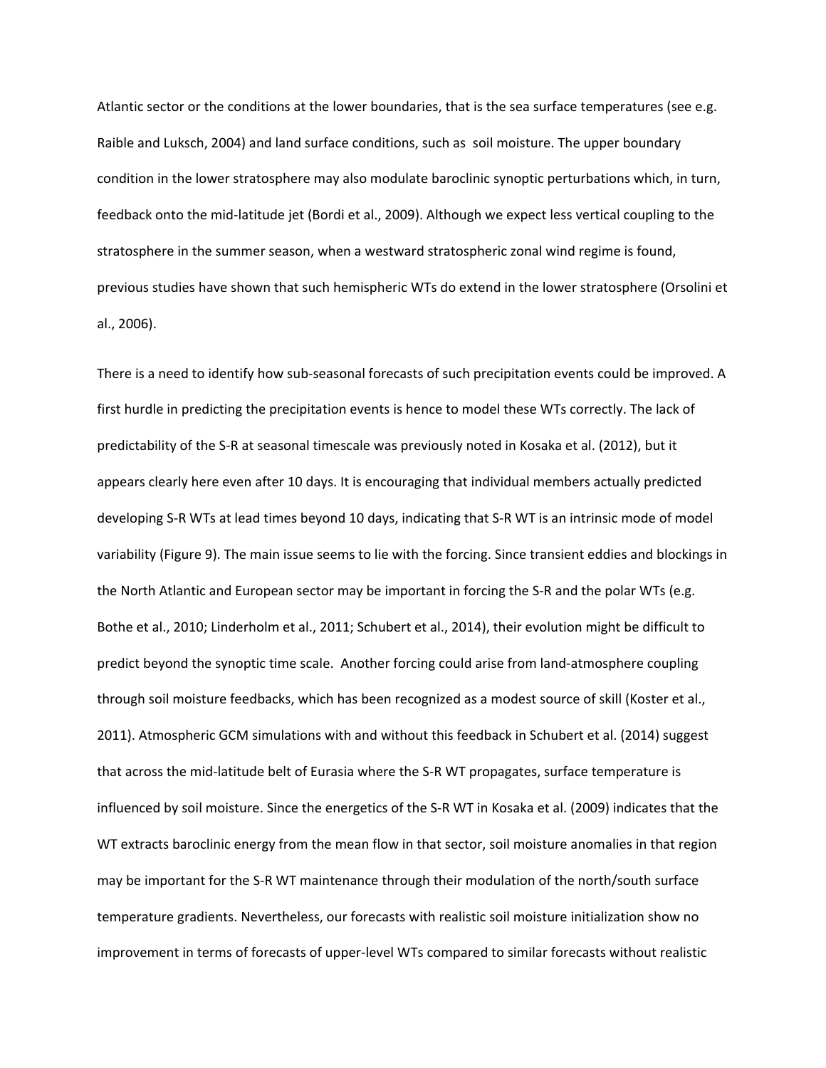Atlantic sector or the conditions at the lower boundaries, that is the sea surface temperatures (see e.g. Raible and Luksch, 2004) and land surface conditions, such as soil moisture. The upper boundary condition in the lower stratosphere may also modulate baroclinic synoptic perturbations which, in turn, feedback onto the mid-latitude jet (Bordi et al., 2009). Although we expect less vertical coupling to the stratosphere in the summer season, when a westward stratospheric zonal wind regime is found, previous studies have shown that such hemispheric WTs do extend in the lower stratosphere (Orsolini et al., 2006).

There is a need to identify how sub-seasonal forecasts of such precipitation events could be improved. A first hurdle in predicting the precipitation events is hence to model these WTs correctly. The lack of predictability of the S-R at seasonal timescale was previously noted in Kosaka et al. (2012), but it appears clearly here even after 10 days. It is encouraging that individual members actually predicted developing S-R WTs at lead times beyond 10 days, indicating that S-R WT is an intrinsic mode of model variability (Figure 9). The main issue seems to lie with the forcing. Since transient eddies and blockings in the North Atlantic and European sector may be important in forcing the S-R and the polar WTs (e.g. Bothe et al., 2010; Linderholm et al., 2011; Schubert et al., 2014), their evolution might be difficult to predict beyond the synoptic time scale. Another forcing could arise from land-atmosphere coupling through soil moisture feedbacks, which has been recognized as a modest source of skill (Koster et al., 2011). Atmospheric GCM simulations with and without this feedback in Schubert et al. (2014) suggest that across the mid-latitude belt of Eurasia where the S-R WT propagates, surface temperature is influenced by soil moisture. Since the energetics of the S-R WT in Kosaka et al. (2009) indicates that the WT extracts baroclinic energy from the mean flow in that sector, soil moisture anomalies in that region may be important for the S-R WT maintenance through their modulation of the north/south surface temperature gradients. Nevertheless, our forecasts with realistic soil moisture initialization show no improvement in terms of forecasts of upper-level WTs compared to similar forecasts without realistic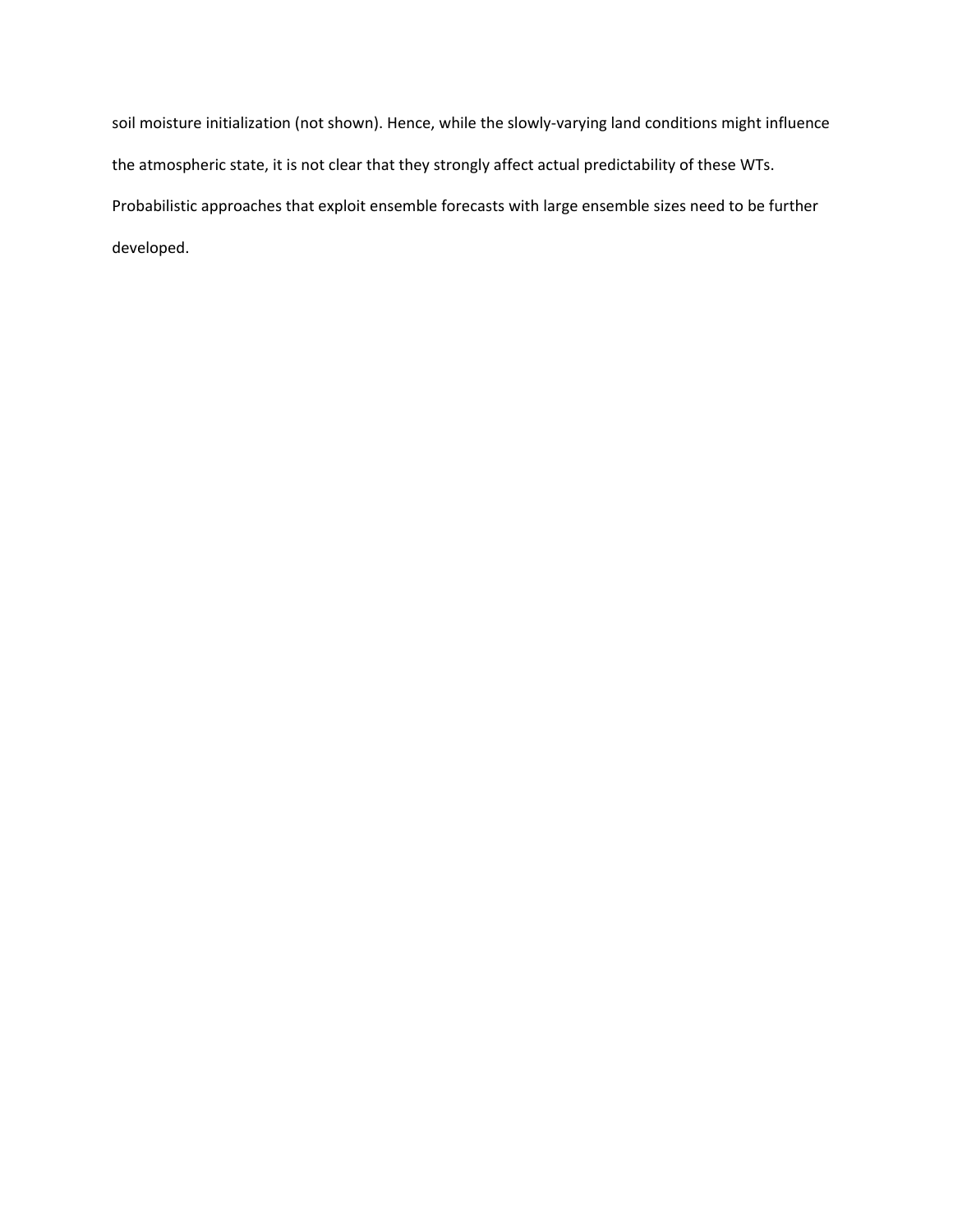soil moisture initialization (not shown). Hence, while the slowly-varying land conditions might influence the atmospheric state, it is not clear that they strongly affect actual predictability of these WTs. Probabilistic approaches that exploit ensemble forecasts with large ensemble sizes need to be further developed.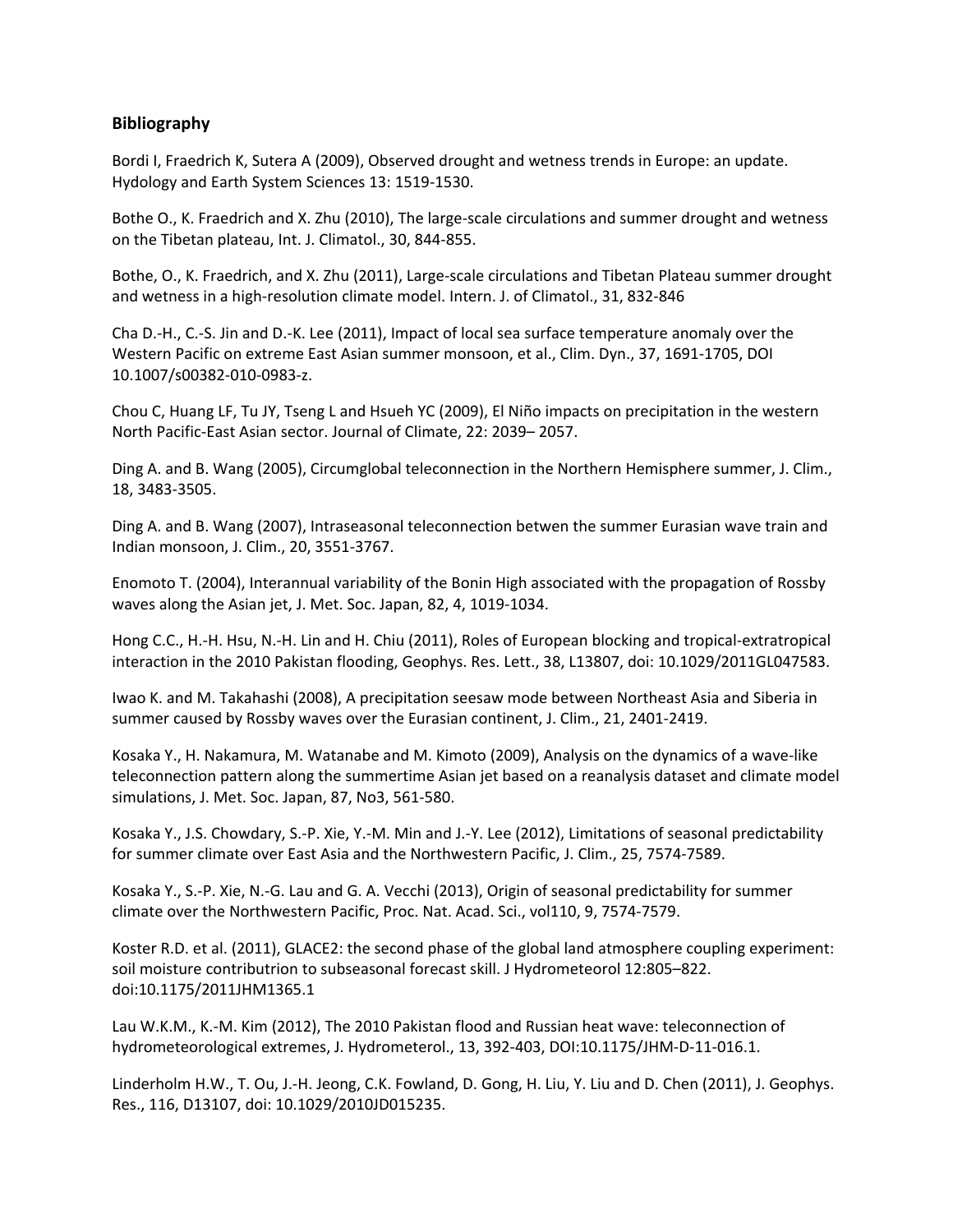## Bibliography

Bordi I, Fraedrich K, Sutera A (2009), Observed drought and wetness trends in Europe: an update. Hydology and Earth System Sciences 13: 1519-1530.

Bothe O., K. Fraedrich and X. Zhu (2010), The large-scale circulations and summer drought and wetness on the Tibetan plateau, Int. J. Climatol., 30, 844-855.

Bothe, O., K. Fraedrich, and X. Zhu (2011), Large-scale circulations and Tibetan Plateau summer drought and wetness in a high-resolution climate model. Intern. J. of Climatol., 31, 832-846

Cha D.-H., C.-S. Jin and D.-K. Lee (2011), Impact of local sea surface temperature anomaly over the Western Pacific on extreme East Asian summer monsoon, et al., Clim. Dyn., 37, 1691-1705, DOI 10.1007/s00382-010-0983-z.

Chou C, Huang LF, Tu JY, Tseng L and Hsueh YC (2009), El Niño impacts on precipitation in the western North Pacific-East Asian sector. Journal of Climate, 22: 2039– 2057.

Ding A. and B. Wang (2005), Circumglobal teleconnection in the Northern Hemisphere summer, J. Clim., 18, 3483-3505.

Ding A. and B. Wang (2007), Intraseasonal teleconnection betwen the summer Eurasian wave train and Indian monsoon, J. Clim., 20, 3551-3767.

Enomoto T. (2004), Interannual variability of the Bonin High associated with the propagation of Rossby waves along the Asian jet, J. Met. Soc. Japan, 82, 4, 1019-1034.

Hong C.C., H.-H. Hsu, N.-H. Lin and H. Chiu (2011), Roles of European blocking and tropical-extratropical interaction in the 2010 Pakistan flooding, Geophys. Res. Lett., 38, L13807, doi: 10.1029/2011GL047583.

Iwao K. and M. Takahashi (2008), A precipitation seesaw mode between Northeast Asia and Siberia in summer caused by Rossby waves over the Eurasian continent, J. Clim., 21, 2401-2419.

Kosaka Y., H. Nakamura, M. Watanabe and M. Kimoto (2009), Analysis on the dynamics of a wave-like teleconnection pattern along the summertime Asian jet based on a reanalysis dataset and climate model simulations, J. Met. Soc. Japan, 87, No3, 561-580.

Kosaka Y., J.S. Chowdary, S.-P. Xie, Y.-M. Min and J.-Y. Lee (2012), Limitations of seasonal predictability for summer climate over East Asia and the Northwestern Pacific, J. Clim., 25, 7574-7589.

Kosaka Y., S.-P. Xie, N.-G. Lau and G. A. Vecchi (2013), Origin of seasonal predictability for summer climate over the Northwestern Pacific, Proc. Nat. Acad. Sci., vol110, 9, 7574-7579.

Koster R.D. et al. (2011), GLACE2: the second phase of the global land atmosphere coupling experiment: soil moisture contributrion to subseasonal forecast skill. J Hydrometeorol 12:805–822. doi:10.1175/2011JHM1365.1

Lau W.K.M., K.-M. Kim (2012), The 2010 Pakistan flood and Russian heat wave: teleconnection of hydrometeorological extremes, J. Hydrometerol., 13, 392-403, DOI:10.1175/JHM-D-11-016.1.

Linderholm H.W., T. Ou, J.-H. Jeong, C.K. Fowland, D. Gong, H. Liu, Y. Liu and D. Chen (2011), J. Geophys. Res., 116, D13107, doi: 10.1029/2010JD015235.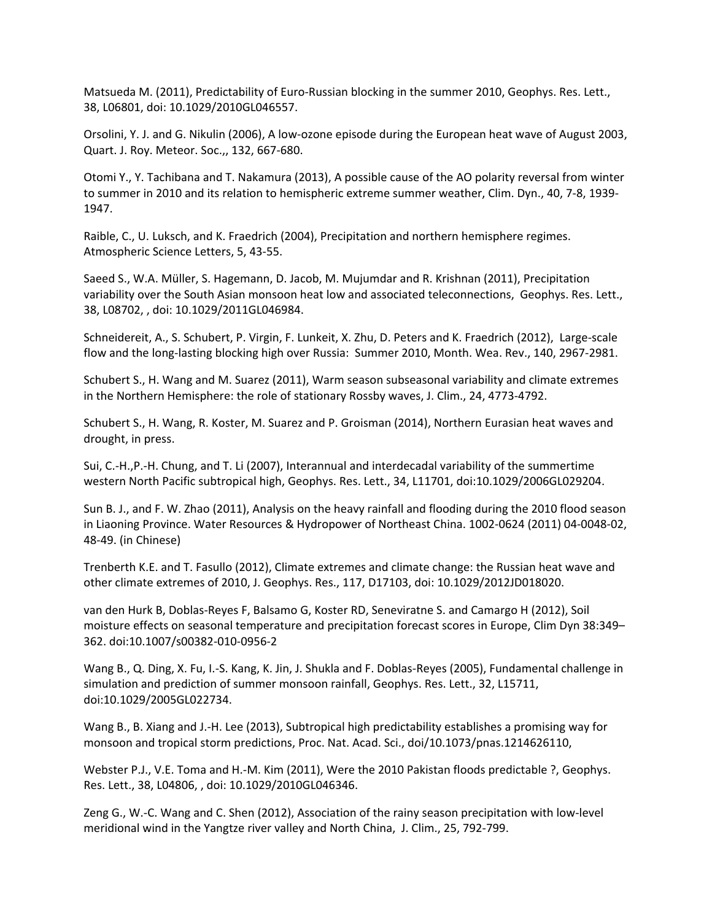Matsueda M. (2011), Predictability of Euro-Russian blocking in the summer 2010, Geophys. Res. Lett., 38, L06801, doi: 10.1029/2010GL046557.

Orsolini, Y. J. and G. Nikulin (2006), A low-ozone episode during the European heat wave of August 2003, Quart. J. Roy. Meteor. Soc.,, 132, 667-680.

Otomi Y., Y. Tachibana and T. Nakamura (2013), A possible cause of the AO polarity reversal from winter to summer in 2010 and its relation to hemispheric extreme summer weather, Clim. Dyn., 40, 7-8, 1939-1947.

Raible, C., U. Luksch, and K. Fraedrich (2004), Precipitation and northern hemisphere regimes. Atmospheric Science Letters, 5, 43-55.

Saeed S., W.A. Müller, S. Hagemann, D. Jacob, M. Mujumdar and R. Krishnan (2011), Precipitation variability over the South Asian monsoon heat low and associated teleconnections, Geophys. Res. Lett., 38, L08702, , doi: 10.1029/2011GL046984.

Schneidereit, A., S. Schubert, P. Virgin, F. Lunkeit, X. Zhu, D. Peters and K. Fraedrich (2012), Large-scale flow and the long-lasting blocking high over Russia: Summer 2010, Month. Wea. Rev., 140, 2967-2981.

Schubert S., H. Wang and M. Suarez (2011), Warm season subseasonal variability and climate extremes in the Northern Hemisphere: the role of stationary Rossby waves, J. Clim., 24, 4773-4792.

Schubert S., H. Wang, R. Koster, M. Suarez and P. Groisman (2014), Northern Eurasian heat waves and drought, in press.

Sui, C.-H.,P.-H. Chung, and T. Li (2007), Interannual and interdecadal variability of the summertime western North Pacific subtropical high, Geophys. Res. Lett., 34, L11701, doi:10.1029/2006GL029204.

Sun B. J., and F. W. Zhao (2011), Analysis on the heavy rainfall and flooding during the 2010 flood season in Liaoning Province. Water Resources & Hydropower of Northeast China. 1002-0624 (2011) 04-0048-02, 48-49. (in Chinese)

Trenberth K.E. and T. Fasullo (2012), Climate extremes and climate change: the Russian heat wave and other climate extremes of 2010, J. Geophys. Res., 117, D17103, doi: 10.1029/2012JD018020.

van den Hurk B, Doblas-Reyes F, Balsamo G, Koster RD, Seneviratne S. and Camargo H (2012), Soil moisture effects on seasonal temperature and precipitation forecast scores in Europe, Clim Dyn 38:349–362. doi:10.1007/s00382-010-0956-2

Wang B., Q. Ding, X. Fu, I.-S. Kang, K. Jin, J. Shukla and F. Doblas-Reyes (2005), Fundamental challenge in simulation and prediction of summer monsoon rainfall, Geophys. Res. Lett., 32, L15711, doi:10.1029/2005GL022734.

Wang B., B. Xiang and J.-H. Lee (2013), Subtropical high predictability establishes a promising way for monsoon and tropical storm predictions, Proc. Nat. Acad. Sci., doi/10.1073/pnas.1214626110,

Webster P.J., V.E. Toma and H.-M. Kim (2011), Were the 2010 Pakistan floods predictable ?, Geophys. Res. Lett., 38, L04806, , doi: 10.1029/2010GL046346.

Zeng G., W.-C. Wang and C. Shen (2012), Association of the rainy season precipitation with low-level meridional wind in the Yangtze river valley and North China, J. Clim., 25, 792-799.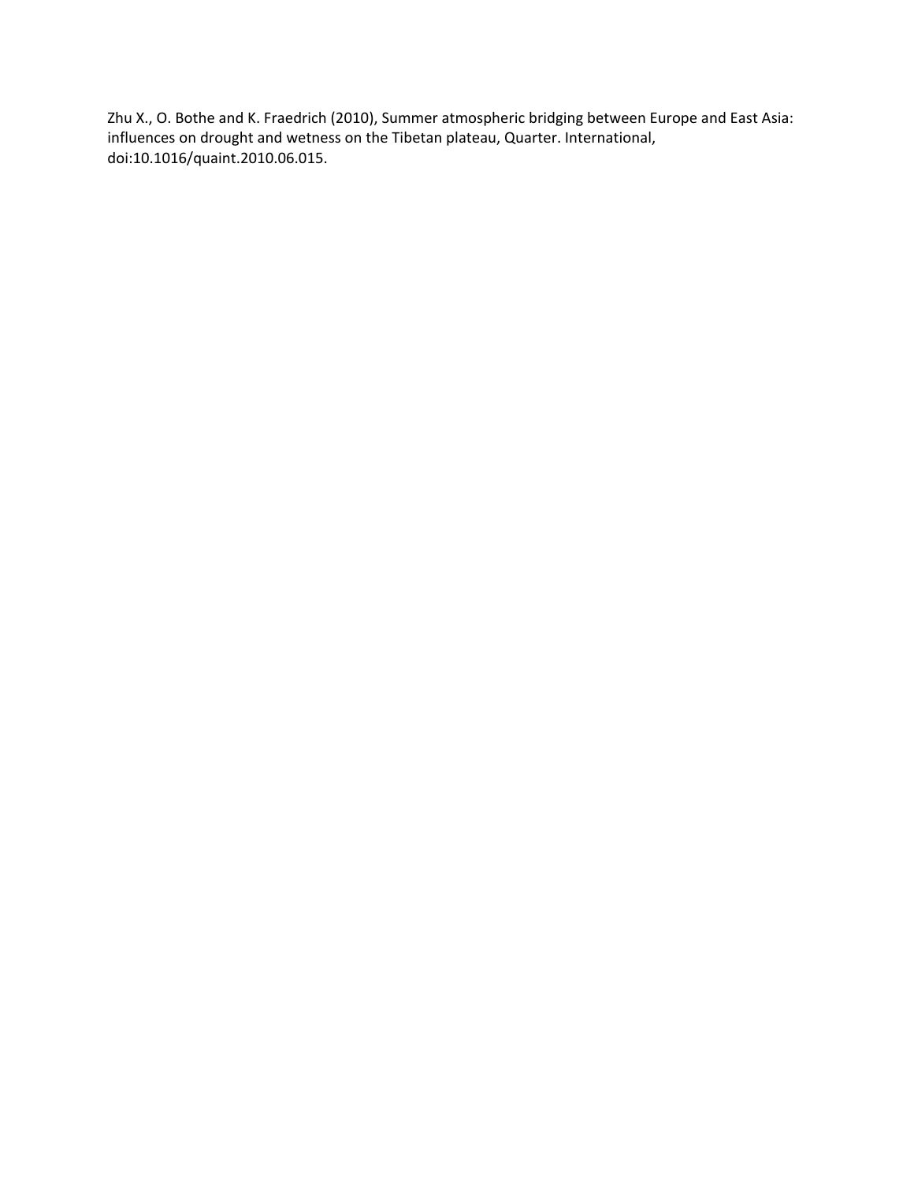Zhu X., O. Bothe and K. Fraedrich (2010), Summer atmospheric bridging between Europe and East Asia: influences on drought and wetness on the Tibetan plateau, Quarter. International, doi:10.1016/quaint.2010.06.015.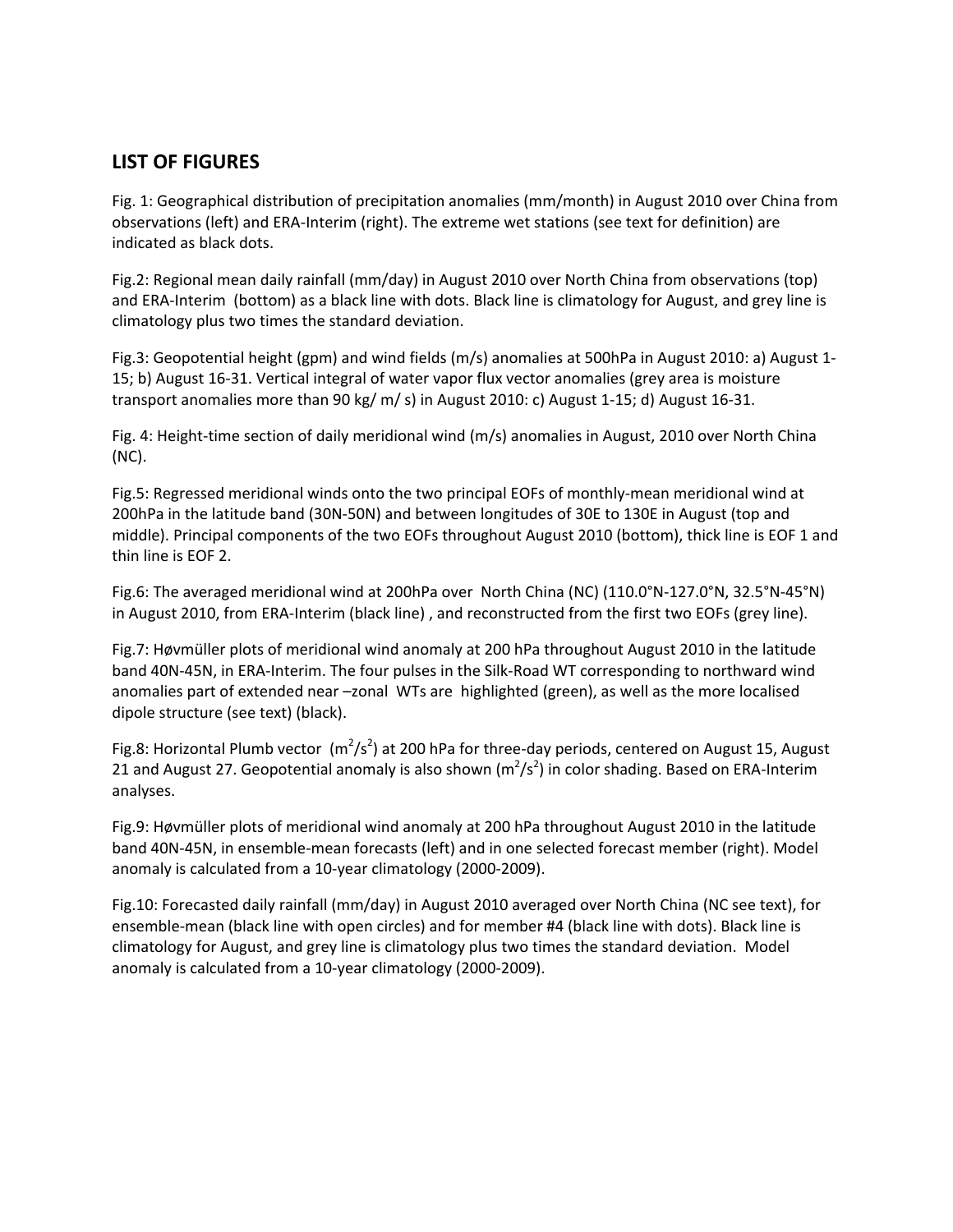## LIST OF FIGURES

Fig. 1: Geographical distribution of precipitation anomalies (mm/month) in August 2010 over China from observations (left) and ERA-Interim (right). The extreme wet stations (see text for definition) are indicated as black dots.

Fig.2: Regional mean daily rainfall (mm/day) in August 2010 over North China from observations (top) and ERA-Interim (bottom) as a black line with dots. Black line is climatology for August, and grey line is climatology plus two times the standard deviation.

Fig.3: Geopotential height (gpm) and wind fields (m/s) anomalies at 500hPa in August 2010: a) August 1-15; b) August 16-31. Vertical integral of water vapor flux vector anomalies (grey area is moisture transport anomalies more than 90 kg/ m/ s) in August 2010: c) August 1-15; d) August 16-31.

Fig. 4: Height-time section of daily meridional wind (m/s) anomalies in August, 2010 over North China (NC).

Fig.5: Regressed meridional winds onto the two principal EOFs of monthly-mean meridional wind at 200hPa in the latitude band (30N-50N) and between longitudes of 30E to 130E in August (top and middle). Principal components of the two EOFs throughout August 2010 (bottom), thick line is EOF 1 and thin line is EOF 2.

Fig.6: The averaged meridional wind at 200hPa over North China (NC) (110.0°N-127.0°N, 32.5°N-45°N) in August 2010, from ERA-Interim (black line) , and reconstructed from the first two EOFs (grey line).

Fig.7: Høvmüller plots of meridional wind anomaly at 200 hPa throughout August 2010 in the latitude band 40N-45N, in ERA-Interim. The four pulses in the Silk-Road WT corresponding to northward wind anomalies part of extended near –zonal WTs are highlighted (green), as well as the more localised dipole structure (see text) (black).

Fig.8: Horizontal Plumb vector ($m^2/s^2$) at 200 hPa for three-day periods, centered on August 15, August 21 and August 27. Geopotential anomaly is also shown ($m^2/s^2$) in color shading. Based on ERA-Interim analyses.

Fig.9: Høvmüller plots of meridional wind anomaly at 200 hPa throughout August 2010 in the latitude band 40N-45N, in ensemble-mean forecasts (left) and in one selected forecast member (right). Model anomaly is calculated from a 10-year climatology (2000-2009).

Fig.10: Forecasted daily rainfall (mm/day) in August 2010 averaged over North China (NC see text), for ensemble-mean (black line with open circles) and for member #4 (black line with dots). Black line is climatology for August, and grey line is climatology plus two times the standard deviation. Model anomaly is calculated from a 10-year climatology (2000-2009).